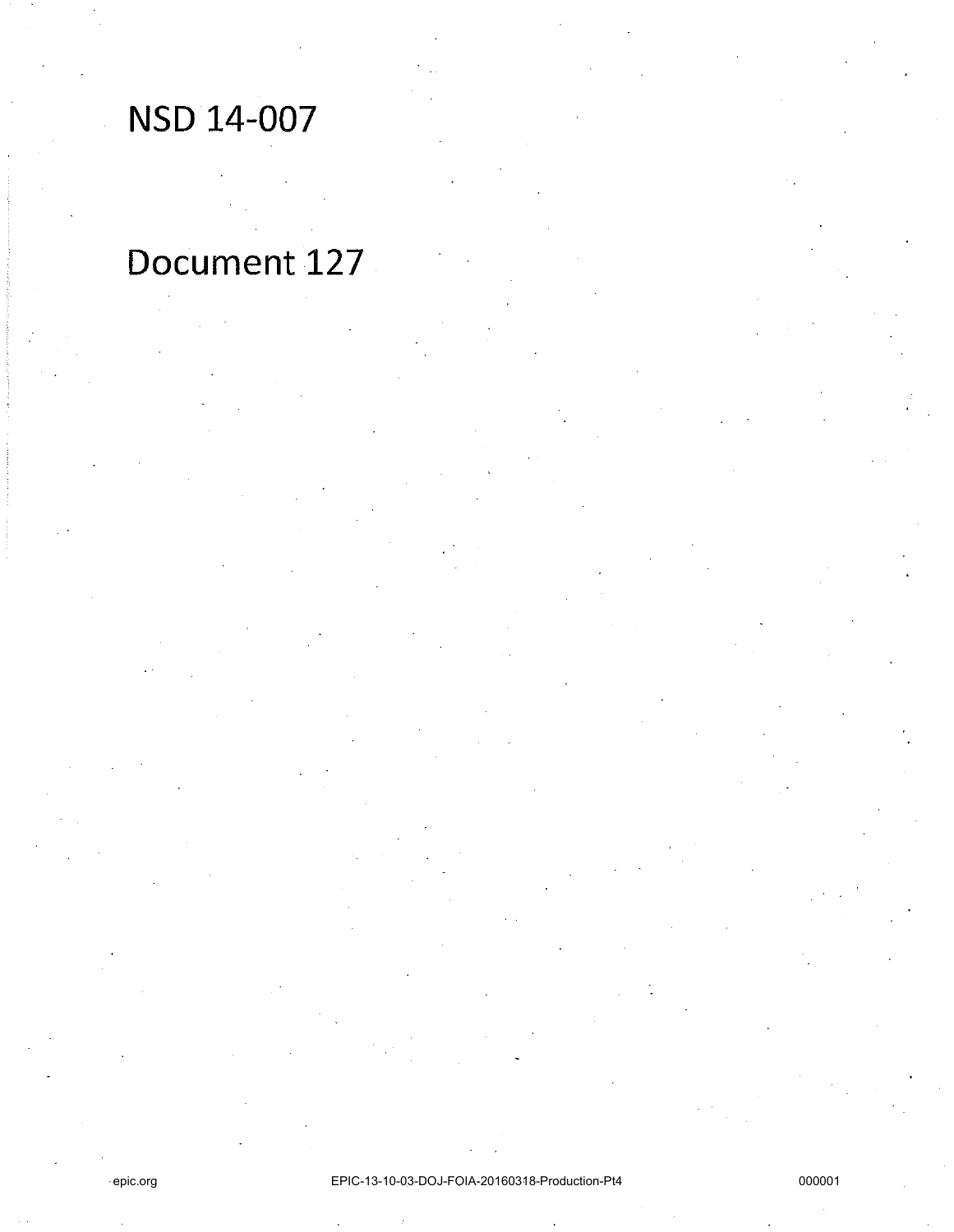# NSD 14-007

# Document 127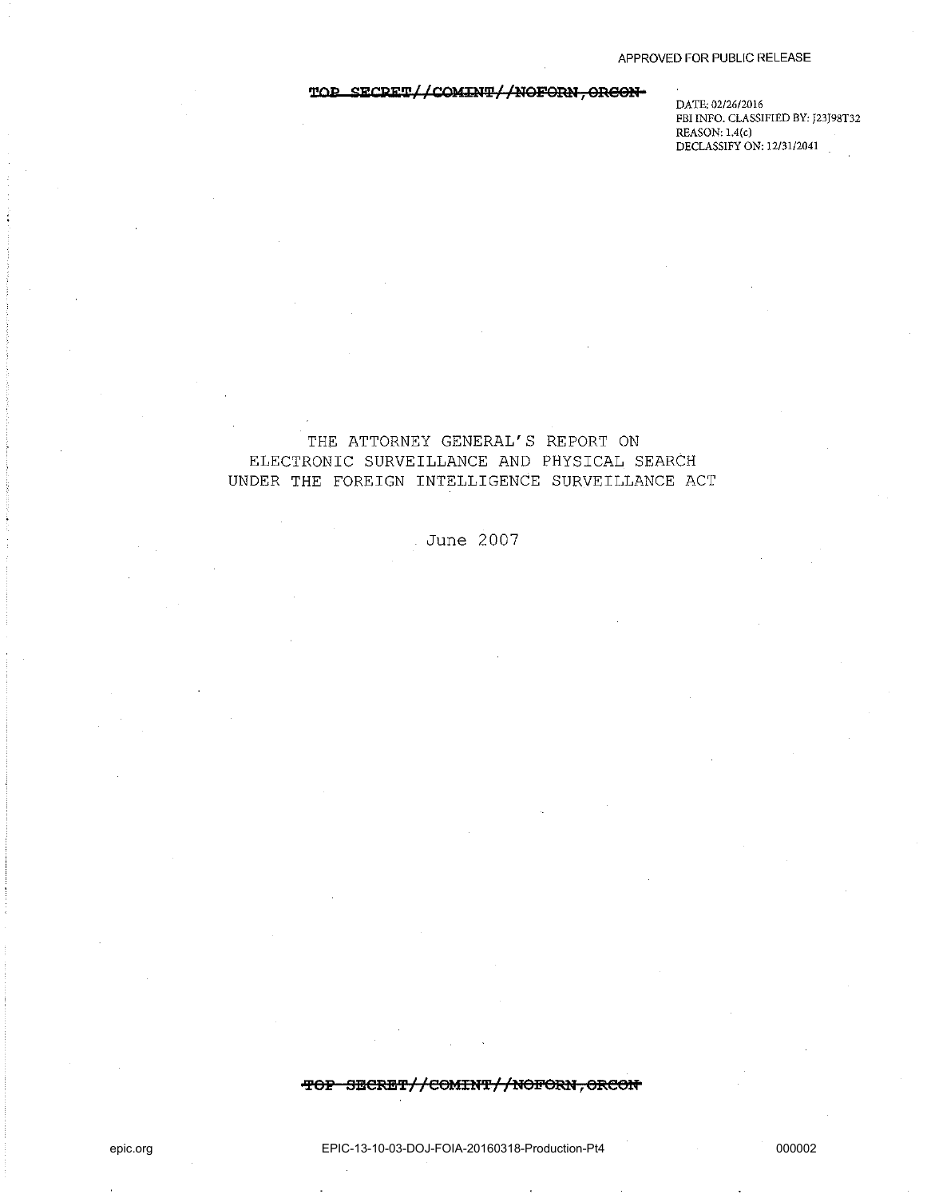APPROVED FOR PUBLIC RELEASE

~~TOP SECRET//COMINT//NOFORN,ORCON~~

DATE: 02/26/2016
FBI INFO. CLASSIFIED BY: J23J98T32
REASON: 1.4(c)
DECLASSIFY ON: 12/31/2041

# THE ATTORNEY GENERAL'S REPORT ON ELECTRONIC SURVEILLANCE AND PHYSICAL SEARCH UNDER THE FOREIGN INTELLIGENCE SURVEILLANCE ACT

June 2007

~~TOP SECRET//COMINT//NOFORN,ORCON~~

epic.org EPIC-13-10-03-DOJ-FOIA-20160318-Production-Pt4 000002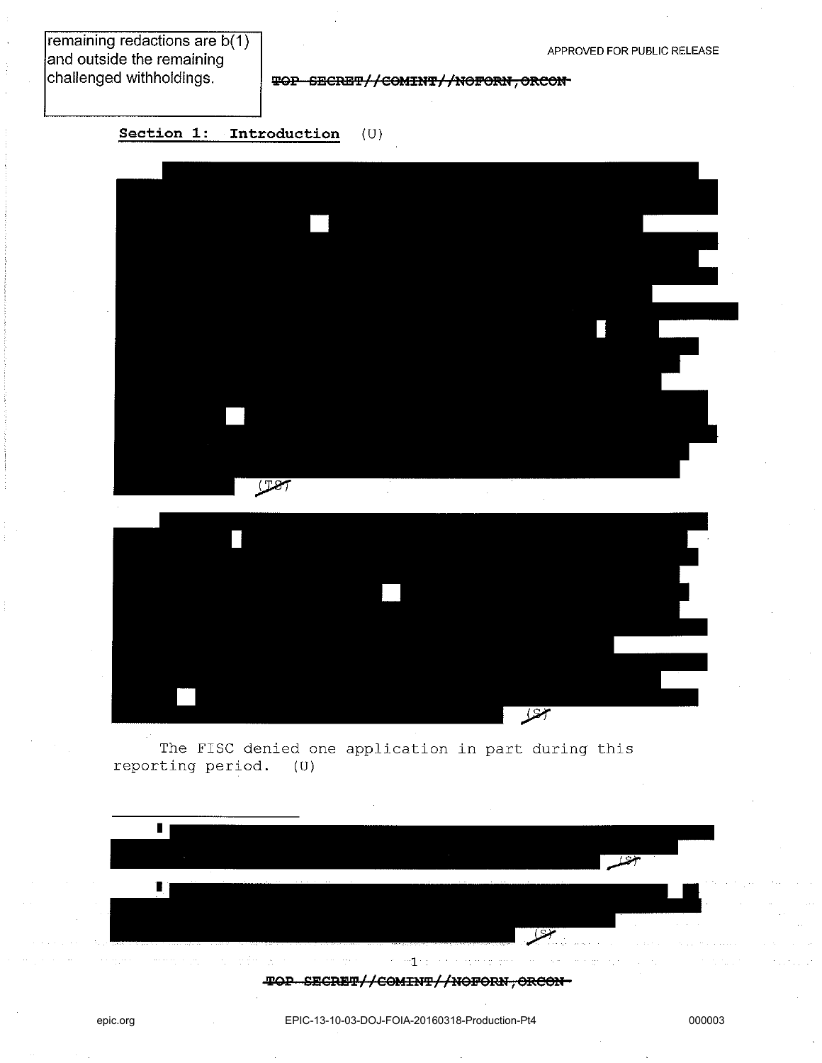remaining redactions are b(1) and outside the remaining challenged withholdings.

APPROVED FOR PUBLIC RELEASE

~~TOP SECRET//COMINT//NOFORN,ORCON~~

## Section 1: Introduction (U)

(~~TS~~)

(~~S~~)

The FISC denied one application in part during this reporting period. (U)

---

(~~S~~)

(~~S~~)

~~TOP SECRET//COMINT//NOFORN,ORCON~~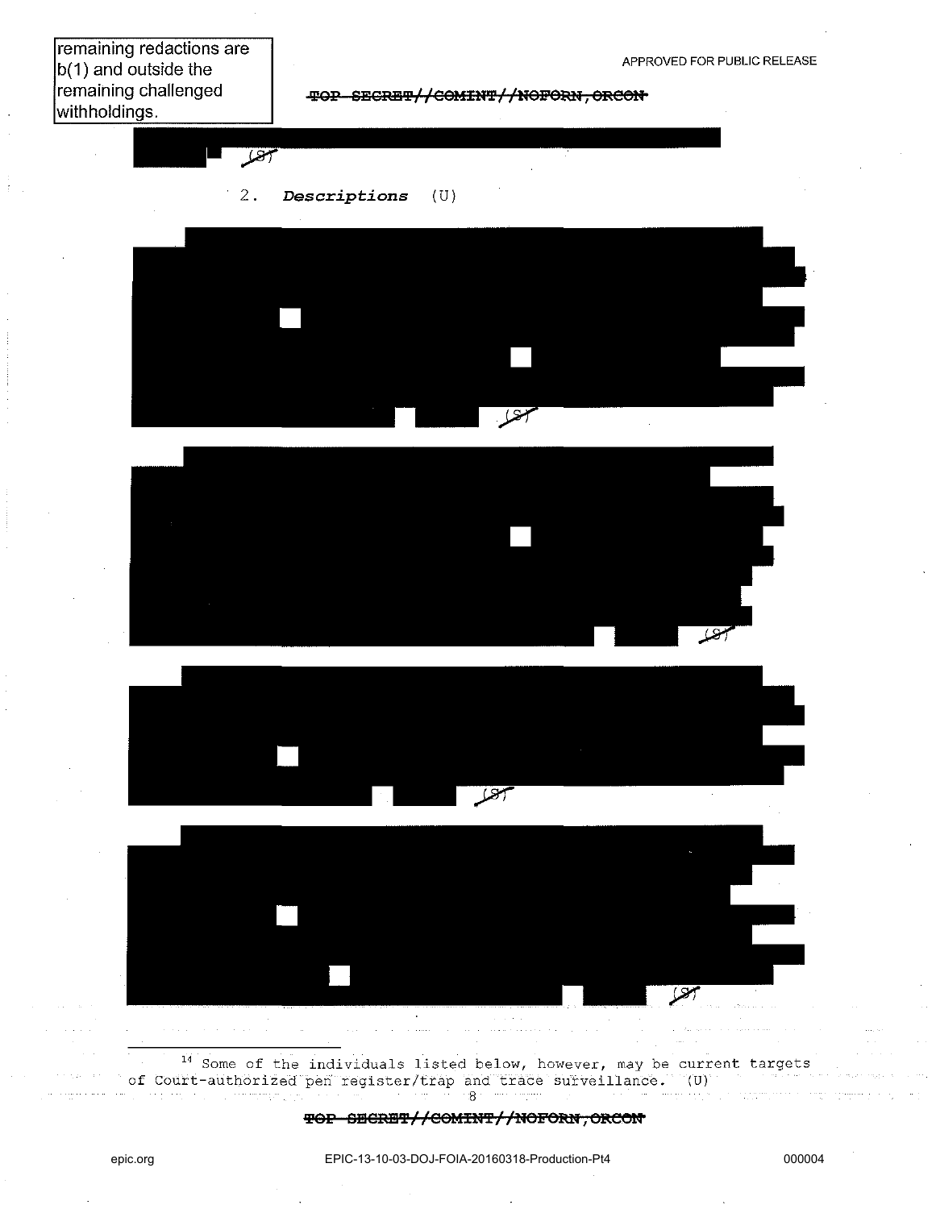remaining redactions are b(1) and outside the remaining challenged withholdings.

APPROVED FOR PUBLIC RELEASE

~~TOP SECRET//COMINT//NOFORN,ORCON~~

(S)

2. *Descriptions* (U)

(S)

(S)

(S)

(S)

---

14 Some of the individuals listed below, however, may be current targets of Court-authorized pen register/trap and trace surveillance. (U)

~~TOP SECRET//COMINT//NOFORN,ORCON~~

epic.org EPIC-13-10-03-DOJ-FOIA-20160318-Production-Pt4 000004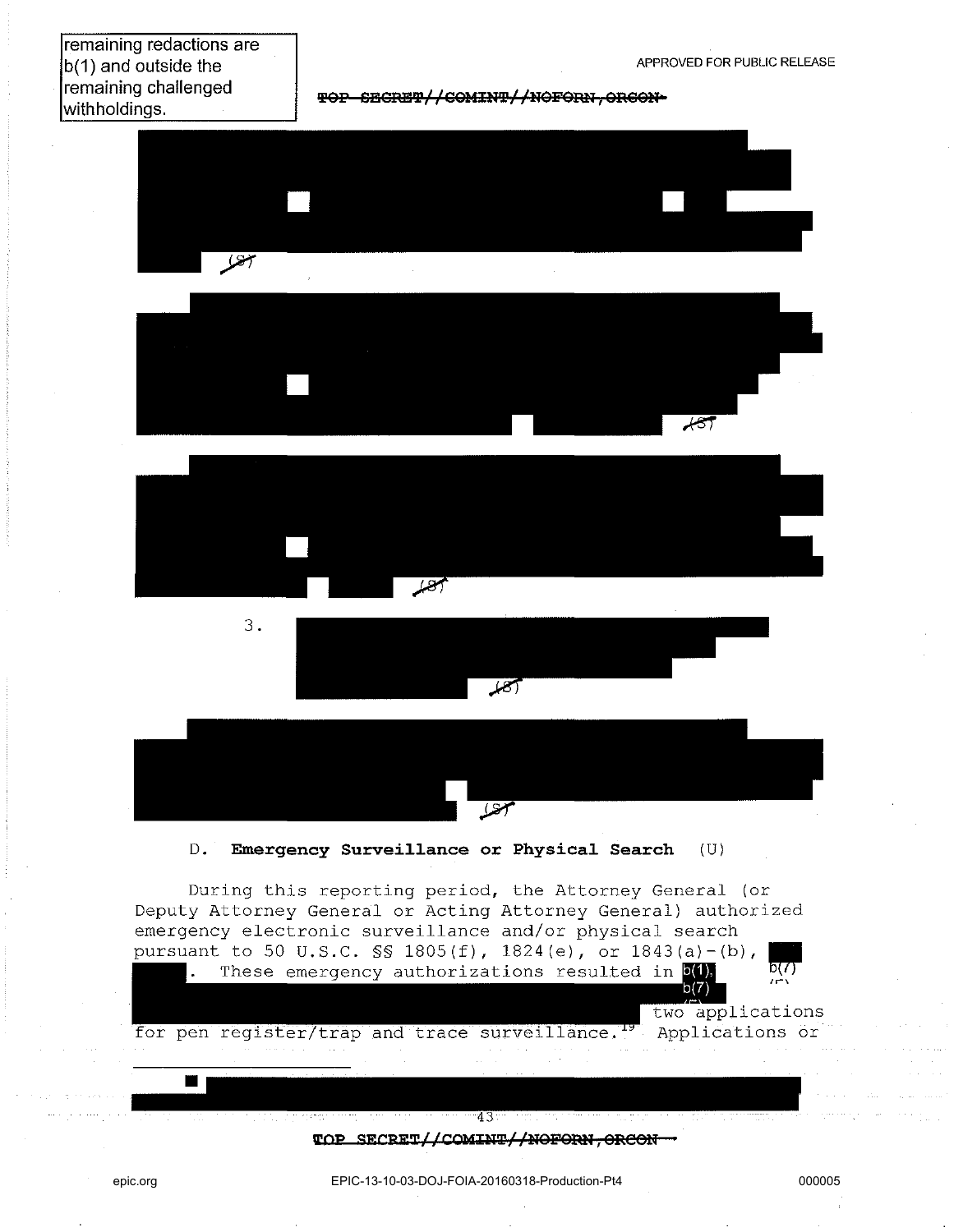remaining redactions are b(1) and outside the remaining challenged withholdings.

APPROVED FOR PUBLIC RELEASE

~~TOP SECRET//COMINT//NOFORN,ORCON~~

(S)

(S)

(S)

3. (S)

(S)

D. **Emergency Surveillance or Physical Search** (U)

During this reporting period, the Attorney General (or Deputy Attorney General or Acting Attorney General) authorized emergency electronic surveillance and/or physical search pursuant to 50 U.S.C. §§ 1805(f), 1824(e), or 1843(a)-(b), . These emergency authorizations resulted in b(1), b(7) b(7) two applications for pen register/trap and trace surveillance.[19] Applications or

~~TOP SECRET//COMINT//NOFORN,ORCON~~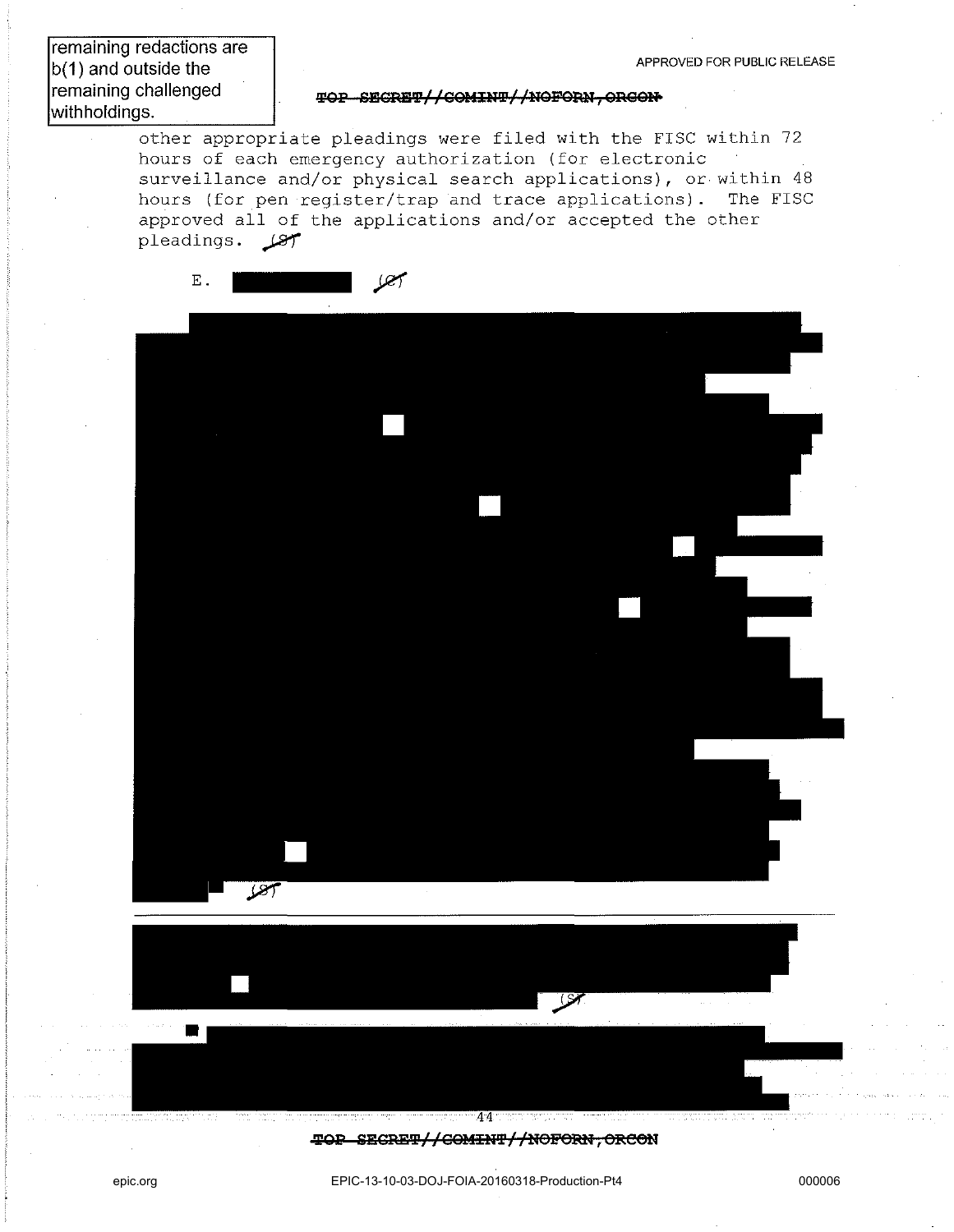remaining redactions are b(1) and outside the remaining challenged withholdings.

other appropriate pleadings were filed with the FISC within 72 hours of each emergency authorization (for electronic surveillance and/or physical search applications), or within 48 hours (for pen register/trap and trace applications). The FISC approved all of the applications and/or accepted the other pleadings. (S)

E. [REDACTED] (C)

[REDACTED] (S)

---

[REDACTED] (S)

[REDACTED]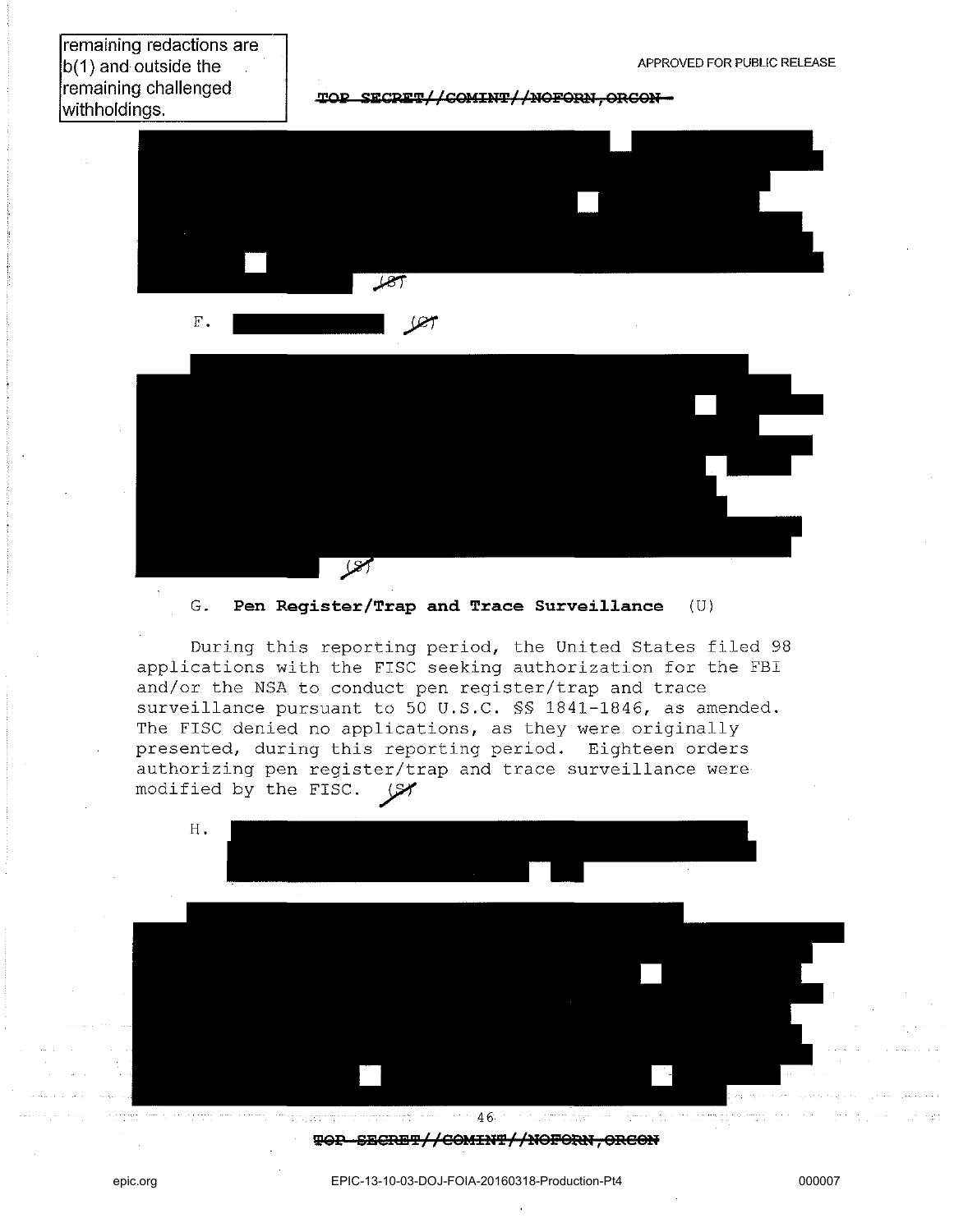remaining redactions are b(1) and outside the remaining challenged withholdings.

APPROVED FOR PUBLIC RELEASE

(S)

F. (S)

(S)

G. **Pen Register/Trap and Trace Surveillance** (U)

During this reporting period, the United States filed 98 applications with the FISC seeking authorization for the FBI and/or the NSA to conduct pen register/trap and trace surveillance pursuant to 50 U.S.C. §§ 1841-1846, as amended. The FISC denied no applications, as they were originally presented, during this reporting period. Eighteen orders authorizing pen register/trap and trace surveillance were modified by the FISC. (S)

H.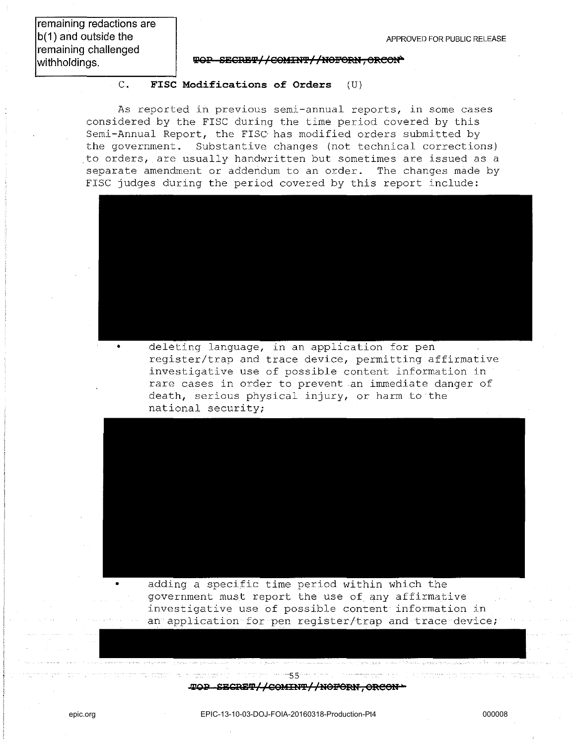remaining redactions are b(1) and outside the remaining challenged withholdings.

### C. FISC Modifications of Orders (U)

As reported in previous semi-annual reports, in some cases considered by the FISC during the time period covered by this Semi-Annual Report, the FISC has modified orders submitted by the government. Substantive changes (not technical corrections) to orders, are usually handwritten but sometimes are issued as a separate amendment or addendum to an order. The changes made by FISC judges during the period covered by this report include:

- deleting language, in an application for pen register/trap and trace device, permitting affirmative investigative use of possible content information in rare cases in order to prevent an immediate danger of death, serious physical injury, or harm to the national security;

- adding a specific time period within which the government must report the use of any affirmative investigative use of possible content information in an application for pen register/trap and trace device;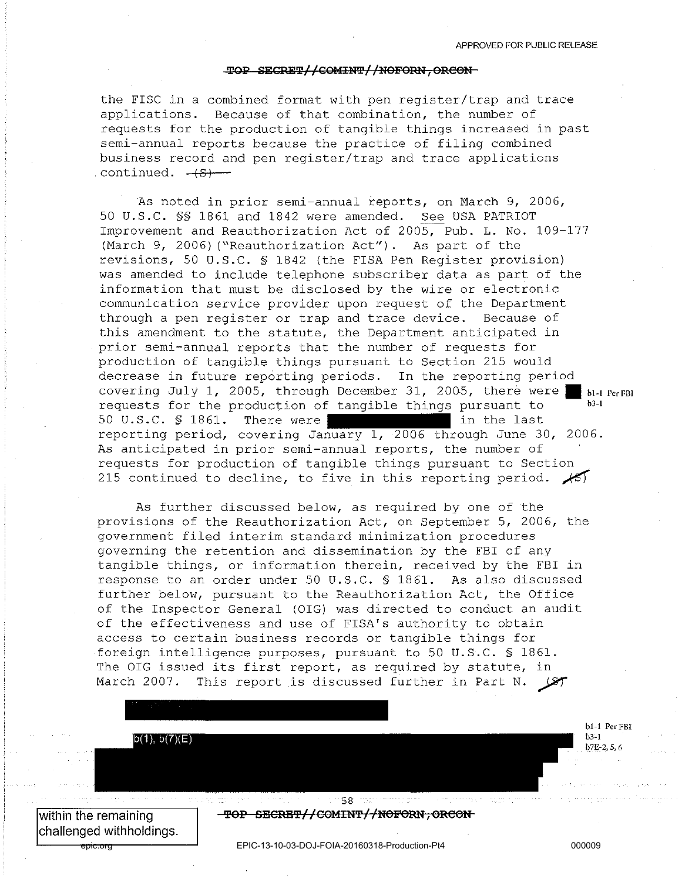the FISC in a combined format with pen register/trap and trace applications. Because of that combination, the number of requests for the production of tangible things increased in past semi-annual reports because the practice of filing combined business record and pen register/trap and trace applications continued. ~~(S)~~

As noted in prior semi-annual reports, on March 9, 2006, 50 U.S.C. §§ 1861 and 1842 were amended. See USA PATRIOT Improvement and Reauthorization Act of 2005, Pub. L. No. 109-177 (March 9, 2006)("Reauthorization Act"). As part of the revisions, 50 U.S.C. § 1842 (the FISA Pen Register provision) was amended to include telephone subscriber data as part of the information that must be disclosed by the wire or electronic communication service provider upon request of the Department through a pen register or trap and trace device. Because of this amendment to the statute, the Department anticipated in prior semi-annual reports that the number of requests for production of tangible things pursuant to Section 215 would decrease in future reporting periods. In the reporting period covering July 1, 2005, through December 31, 2005, there were [REDACTED] requests for the production of tangible things pursuant to 50 U.S.C. § 1861. There were [REDACTED] in the last reporting period, covering January 1, 2006 through June 30, 2006. As anticipated in prior semi-annual reports, the number of requests for production of tangible things pursuant to Section 215 continued to decline, to five in this reporting period. ~~(S)~~

b1-1 Per FBI
b3-1

As further discussed below, as required by one of the provisions of the Reauthorization Act, on September 5, 2006, the government filed interim standard minimization procedures governing the retention and dissemination by the FBI of any tangible things, or information therein, received by the FBI in response to an order under 50 U.S.C. § 1861. As also discussed further below, pursuant to the Reauthorization Act, the Office of the Inspector General (OIG) was directed to conduct an audit of the effectiveness and use of FISA's authority to obtain access to certain business records or tangible things for foreign intelligence purposes, pursuant to 50 U.S.C. § 1861. The OIG issued its first report, as required by statute, in March 2007. This report is discussed further in Part N. ~~(S)~~

[REDACTED]

b(1), b(7)(E) [REDACTED]

b1-1 Per FBI
b3-1
b7E-2, 5, 6

within the remaining challenged withholdings.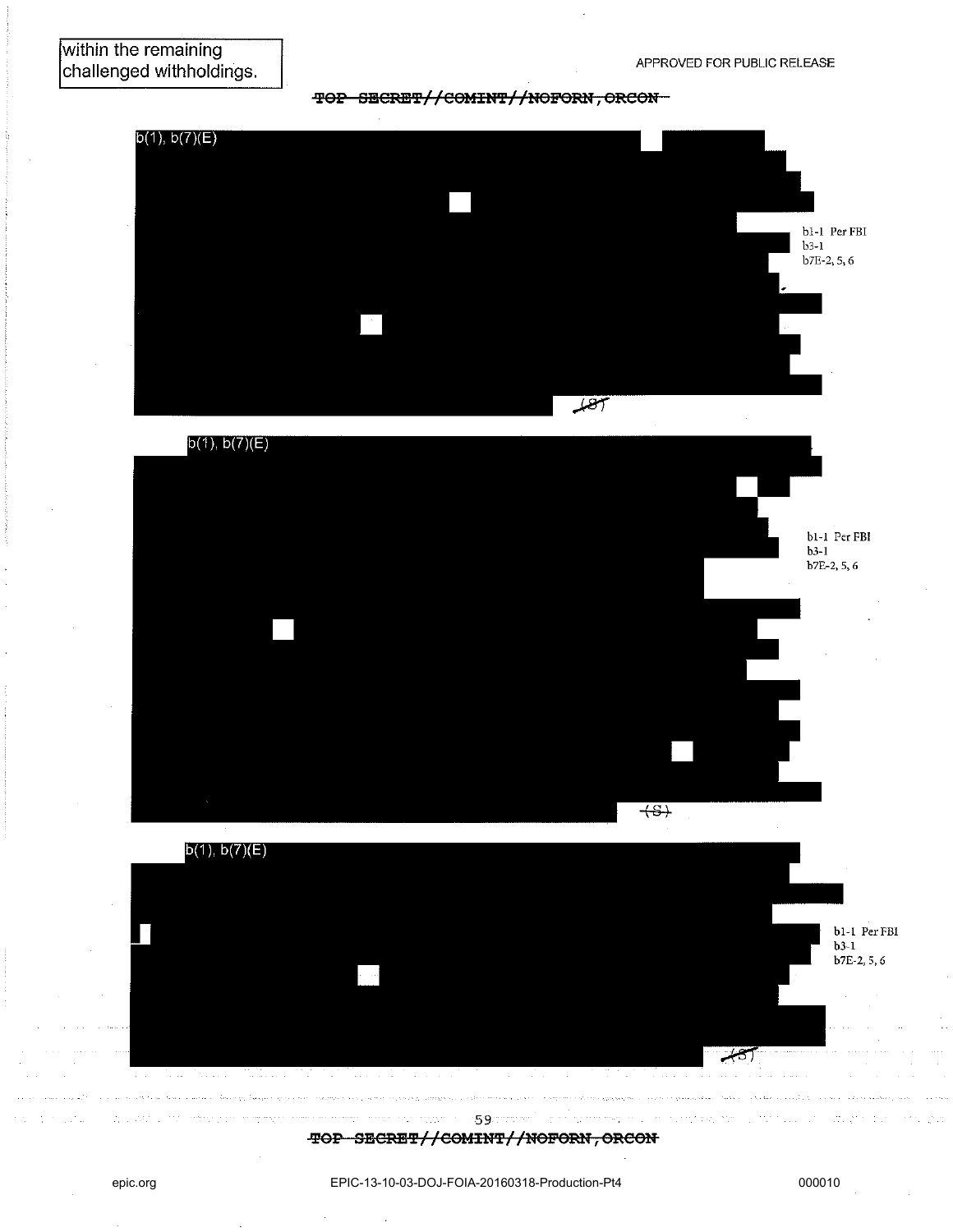within the remaining challenged withholdings.

APPROVED FOR PUBLIC RELEASE

~~TOP SECRET//COMINT//NOFORN,ORCON~~

b(1), b(7)(E)

b1-1 Per FBI
b3-1
b7E-2, 5, 6

~~(S)~~

b(1), b(7)(E)

b1-1 Per FBI
b3-1
b7E-2, 5, 6

~~(S)~~

b(1), b(7)(E)

b1-1 Per FBI
b3-1
b7E-2, 5, 6

~~(S)~~

~~TOP SECRET//COMINT//NOFORN,ORCON~~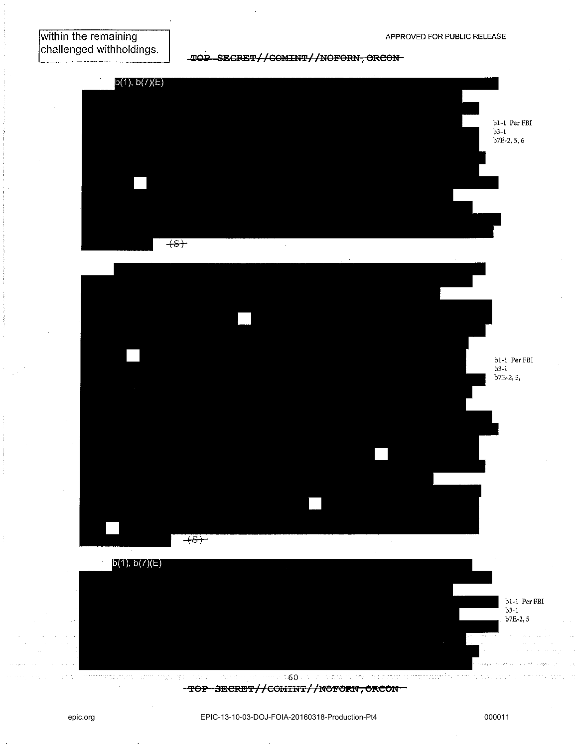within the remaining challenged withholdings.

~~TOP SECRET//COMINT//NOFORN,ORCON~~

b(1), b(7)(E)

b1-1 Per FBI
b3-1
b7E-2, 5, 6

~~(S)~~

b1-1 Per FBI
b3-1
b7E-2, 5,

~~(S)~~

b(1), b(7)(E)

b1-1 Per FBI
b3-1
b7E-2, 5

~~TOP SECRET//COMINT//NOFORN,ORCON~~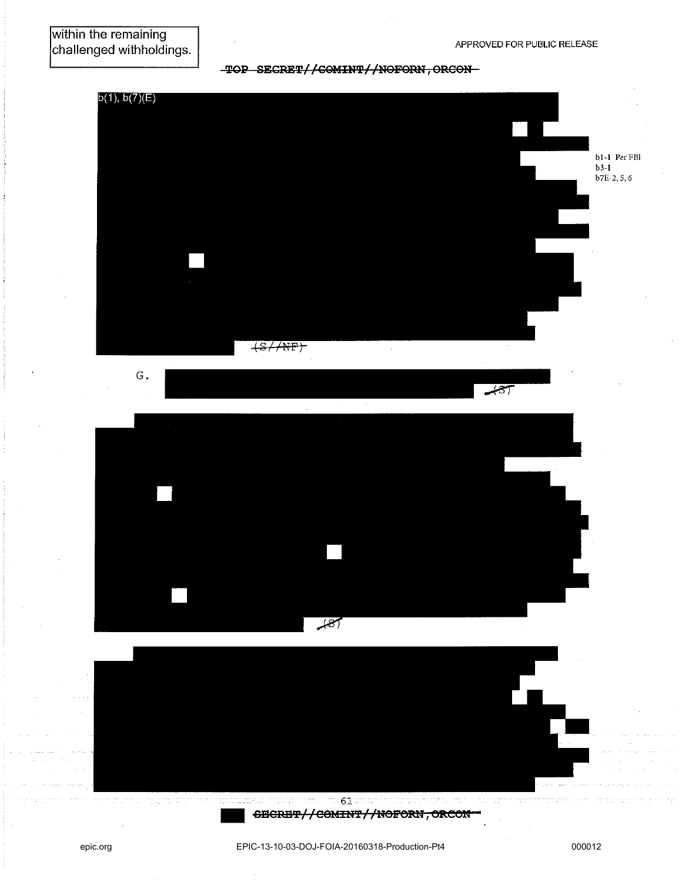within the remaining challenged withholdings.

APPROVED FOR PUBLIC RELEASE

~~TOP SECRET//COMINT//NOFORN,ORCON~~

b(1), b(7)(E)

b1-1 Per FBI
b3-1
b7E-2, 5, 6

~~(S//NF)~~

G. ~~(S)~~

~~(S)~~

~~SECRET//COMINT//NOFORN,ORCON~~

EPIC-13-10-03-DOJ-FOIA-20160318-Production-Pt4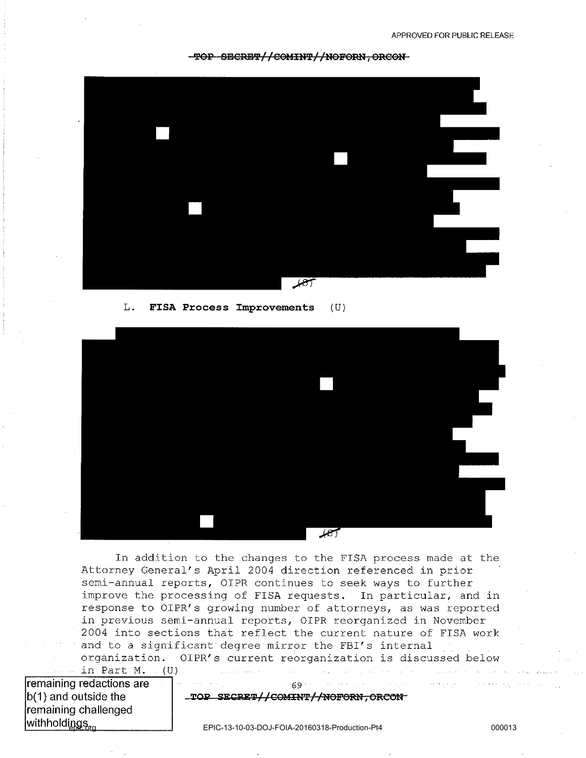(S)

L. **FISA Process Improvements** (U)

(S)

In addition to the changes to the FISA process made at the Attorney General's April 2004 direction referenced in prior semi-annual reports, OIPR continues to seek ways to further improve the processing of FISA requests. In particular, and in response to OIPR's growing number of attorneys, as was reported in previous semi-annual reports, OIPR reorganized in November 2004 into sections that reflect the current nature of FISA work and to a significant degree mirror the FBI's internal organization. OIPR's current reorganization is discussed below in Part M. (U)

remaining redactions are b(1) and outside the remaining challenged withholdings